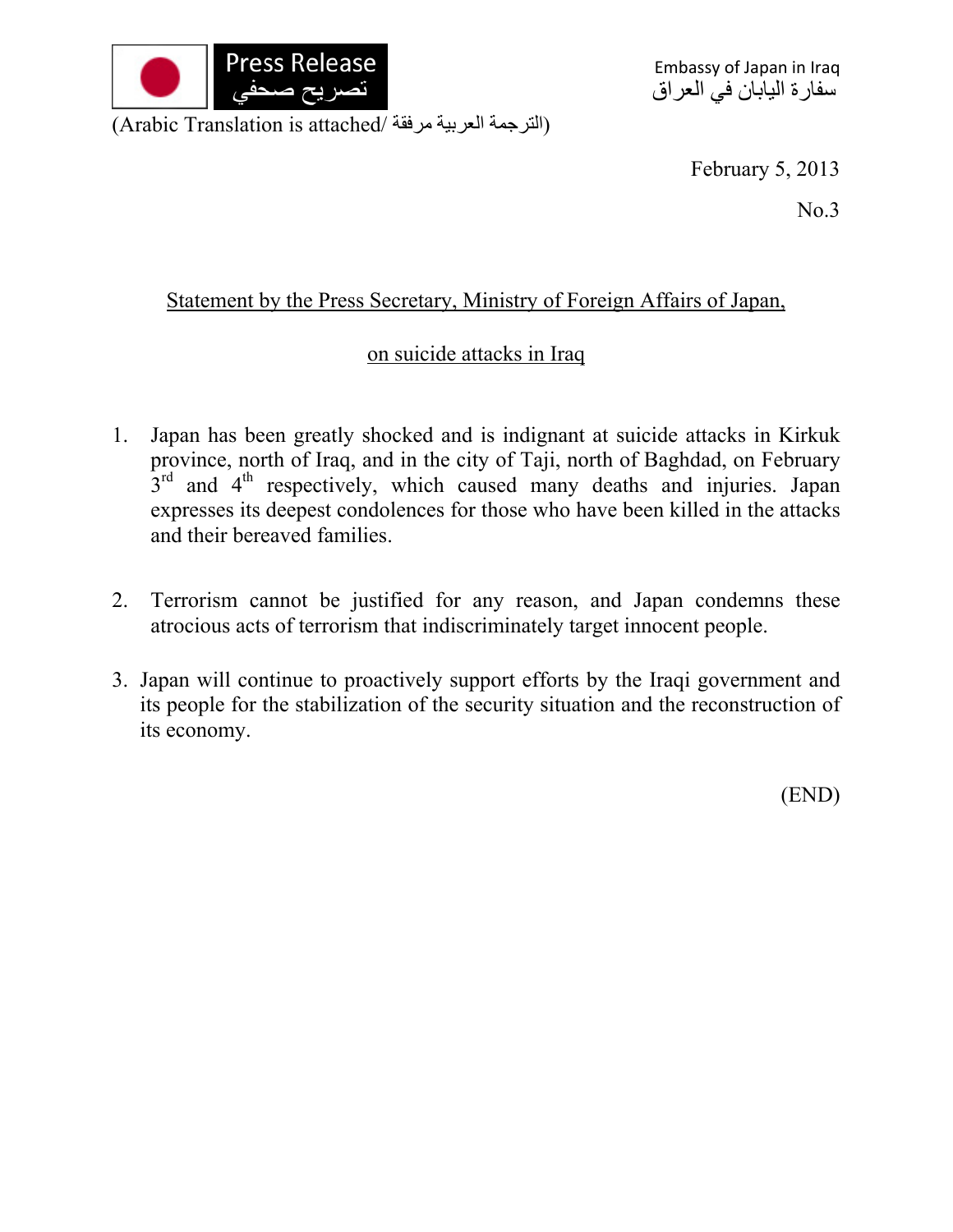Press Release
تصريح صحفي

Embassy of Japan in Iraq
سفارة اليابان في العراق

(Arabic Translation is attached/ الترجمة العربية مرفقة)

February 5, 2013

No.3

## Statement by the Press Secretary, Ministry of Foreign Affairs of Japan, on suicide attacks in Iraq

1. Japan has been greatly shocked and is indignant at suicide attacks in Kirkuk province, north of Iraq, and in the city of Taji, north of Baghdad, on February 3rd and 4th respectively, which caused many deaths and injuries. Japan expresses its deepest condolences for those who have been killed in the attacks and their bereaved families.

2. Terrorism cannot be justified for any reason, and Japan condemns these atrocious acts of terrorism that indiscriminately target innocent people.

3. Japan will continue to proactively support efforts by the Iraqi government and its people for the stabilization of the security situation and the reconstruction of its economy.

(END)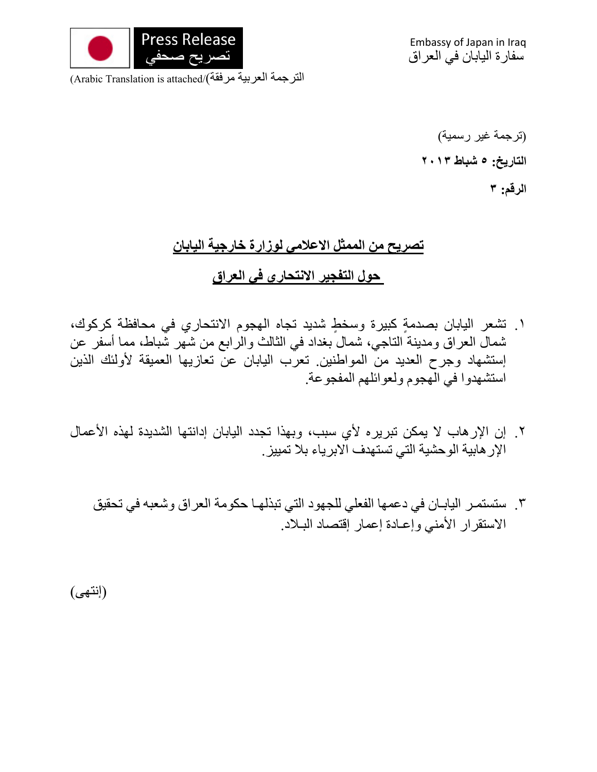Press Release
تصريح صحفي

Embassy of Japan in Iraq
سفارة اليابان في العراق

(Arabic Translation is attached/الترجمة العربية مرفقة)

(ترجمة غير رسمية)

**التاريخ: ٥ شباط ٢٠١٣**

**الرقم: ٣**

## تصريح من الممثل الاعلامي لوزارة خارجية اليابان

## حول التفجير الانتحاري في العراق

١. تشعر اليابان بصدمةٍ كبيرة وسخطٍ شديد تجاه الهجوم الانتحاري في محافظة كركوك، شمال العراق ومدينة التاجي، شمال بغداد في الثالث والرابع من شهر شباط، مما أسفر عن إستشهاد وجرح العديد من المواطنين. تعرب اليابان عن تعازيها العميقة لأولئك الذين استشهدوا في الهجوم ولعوائلهم المفجوعة.

٢. إن الإرهاب لا يمكن تبريره لأي سبب، وبهذا تجدد اليابان إدانتها الشديدة لهذه الأعمال الإرهابية الوحشية التي تستهدف الابرياء بلا تمييز.

٣. ستستمـر اليابـان في دعمها الفعلي للجهود التي تبذلهـا حكومة العراق وشعبه في تحقيق الاستقرار الأمني وإعـادة إعمار إقتصـاد البـلاد.

(إنتهى)